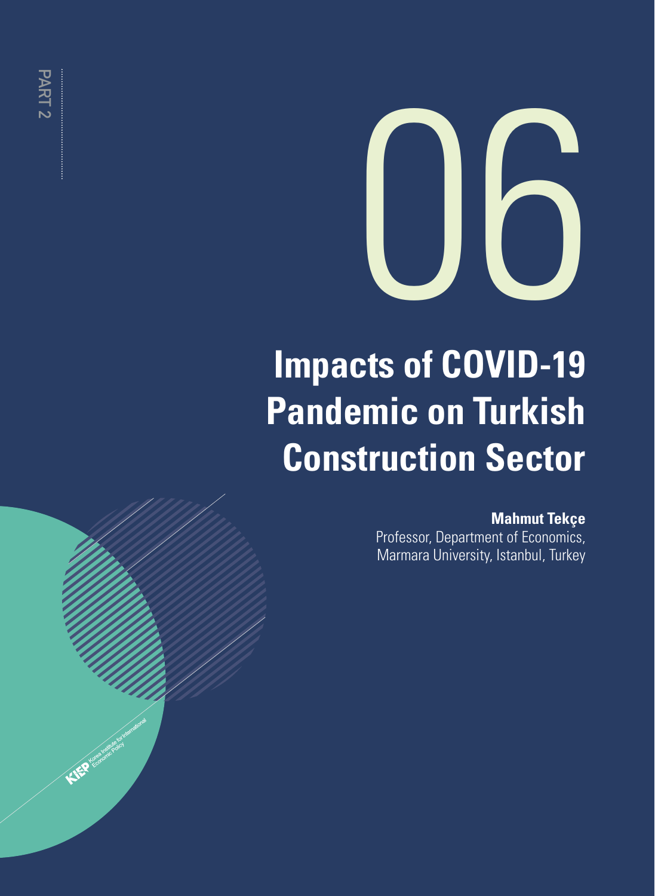PART 2

06

# Impacts of COVID-19 Pandemic on Turkish Construction Sector

**Mahmut Tekçe**
Professor, Department of Economics, Marmara University, Istanbul, Turkey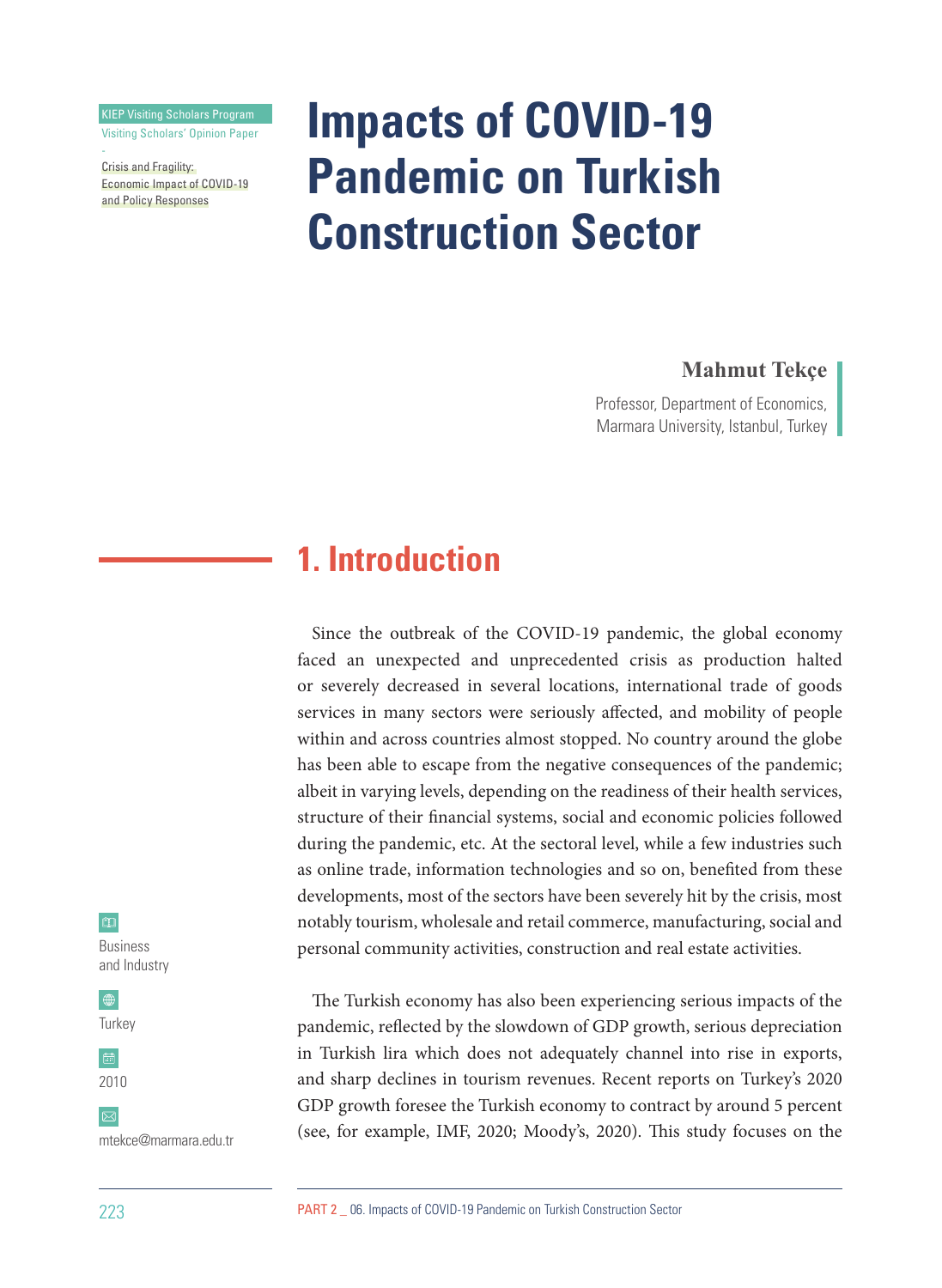KIEP Visiting Scholars Program
Visiting Scholars' Opinion Paper

Crisis and Fragility: Economic Impact of COVID-19 and Policy Responses

# Impacts of COVID-19 Pandemic on Turkish Construction Sector

**Mahmut Tekçe**

Professor, Department of Economics, Marmara University, Istanbul, Turkey

Business and Industry

Turkey

2010

mtekce@marmara.edu.tr

## 1. Introduction

Since the outbreak of the COVID-19 pandemic, the global economy faced an unexpected and unprecedented crisis as production halted or severely decreased in several locations, international trade of goods services in many sectors were seriously affected, and mobility of people within and across countries almost stopped. No country around the globe has been able to escape from the negative consequences of the pandemic; albeit in varying levels, depending on the readiness of their health services, structure of their financial systems, social and economic policies followed during the pandemic, etc. At the sectoral level, while a few industries such as online trade, information technologies and so on, benefited from these developments, most of the sectors have been severely hit by the crisis, most notably tourism, wholesale and retail commerce, manufacturing, social and personal community activities, construction and real estate activities.

The Turkish economy has also been experiencing serious impacts of the pandemic, reflected by the slowdown of GDP growth, serious depreciation in Turkish lira which does not adequately channel into rise in exports, and sharp declines in tourism revenues. Recent reports on Turkey's 2020 GDP growth foresee the Turkish economy to contract by around 5 percent (see, for example, IMF, 2020; Moody's, 2020). This study focuses on the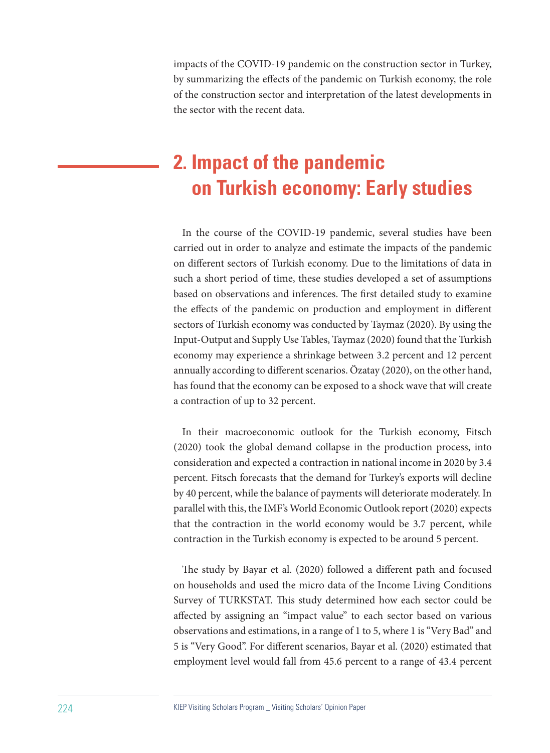impacts of the COVID-19 pandemic on the construction sector in Turkey, by summarizing the effects of the pandemic on Turkish economy, the role of the construction sector and interpretation of the latest developments in the sector with the recent data.

## 2. Impact of the pandemic on Turkish economy: Early studies

In the course of the COVID-19 pandemic, several studies have been carried out in order to analyze and estimate the impacts of the pandemic on different sectors of Turkish economy. Due to the limitations of data in such a short period of time, these studies developed a set of assumptions based on observations and inferences. The first detailed study to examine the effects of the pandemic on production and employment in different sectors of Turkish economy was conducted by Taymaz (2020). By using the Input-Output and Supply Use Tables, Taymaz (2020) found that the Turkish economy may experience a shrinkage between 3.2 percent and 12 percent annually according to different scenarios. Özatay (2020), on the other hand, has found that the economy can be exposed to a shock wave that will create a contraction of up to 32 percent.

In their macroeconomic outlook for the Turkish economy, Fitsch (2020) took the global demand collapse in the production process, into consideration and expected a contraction in national income in 2020 by 3.4 percent. Fitsch forecasts that the demand for Turkey's exports will decline by 40 percent, while the balance of payments will deteriorate moderately. In parallel with this, the IMF's World Economic Outlook report (2020) expects that the contraction in the world economy would be 3.7 percent, while contraction in the Turkish economy is expected to be around 5 percent.

The study by Bayar et al. (2020) followed a different path and focused on households and used the micro data of the Income Living Conditions Survey of TURKSTAT. This study determined how each sector could be affected by assigning an "impact value" to each sector based on various observations and estimations, in a range of 1 to 5, where 1 is "Very Bad" and 5 is "Very Good". For different scenarios, Bayar et al. (2020) estimated that employment level would fall from 45.6 percent to a range of 43.4 percent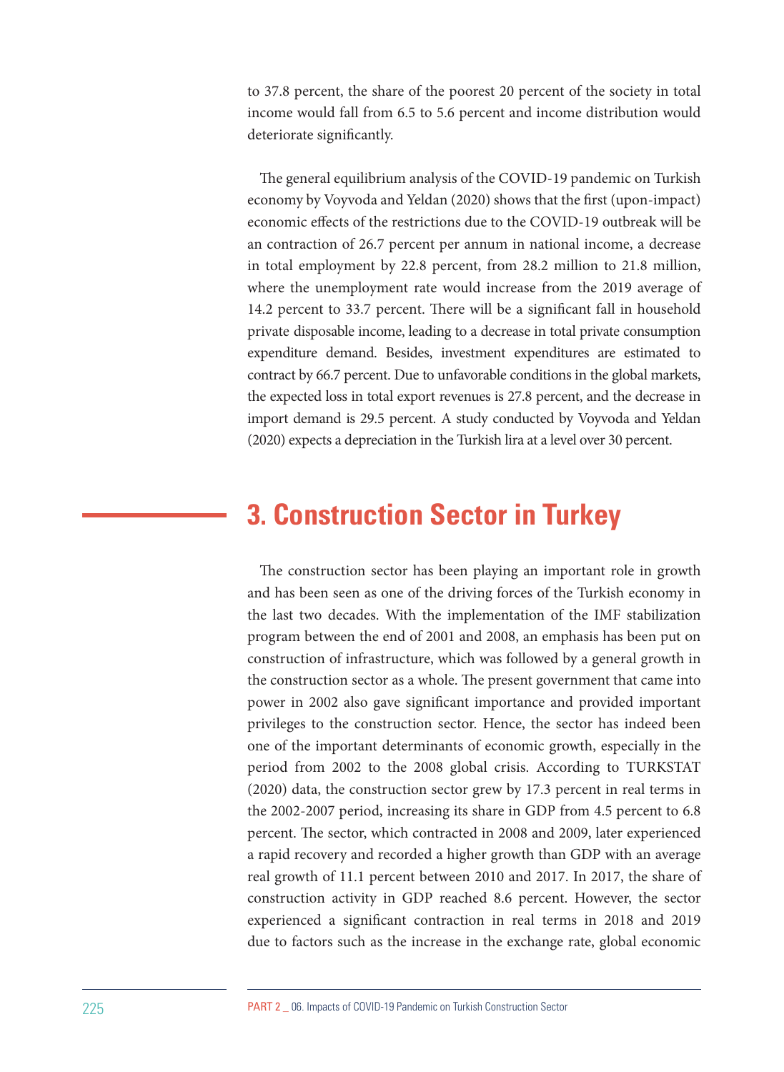to 37.8 percent, the share of the poorest 20 percent of the society in total income would fall from 6.5 to 5.6 percent and income distribution would deteriorate significantly.

The general equilibrium analysis of the COVID-19 pandemic on Turkish economy by Voyvoda and Yeldan (2020) shows that the first (upon-impact) economic effects of the restrictions due to the COVID-19 outbreak will be an contraction of 26.7 percent per annum in national income, a decrease in total employment by 22.8 percent, from 28.2 million to 21.8 million, where the unemployment rate would increase from the 2019 average of 14.2 percent to 33.7 percent. There will be a significant fall in household private disposable income, leading to a decrease in total private consumption expenditure demand. Besides, investment expenditures are estimated to contract by 66.7 percent. Due to unfavorable conditions in the global markets, the expected loss in total export revenues is 27.8 percent, and the decrease in import demand is 29.5 percent. A study conducted by Voyvoda and Yeldan (2020) expects a depreciation in the Turkish lira at a level over 30 percent.

## 3. Construction Sector in Turkey

The construction sector has been playing an important role in growth and has been seen as one of the driving forces of the Turkish economy in the last two decades. With the implementation of the IMF stabilization program between the end of 2001 and 2008, an emphasis has been put on construction of infrastructure, which was followed by a general growth in the construction sector as a whole. The present government that came into power in 2002 also gave significant importance and provided important privileges to the construction sector. Hence, the sector has indeed been one of the important determinants of economic growth, especially in the period from 2002 to the 2008 global crisis. According to TURKSTAT (2020) data, the construction sector grew by 17.3 percent in real terms in the 2002-2007 period, increasing its share in GDP from 4.5 percent to 6.8 percent. The sector, which contracted in 2008 and 2009, later experienced a rapid recovery and recorded a higher growth than GDP with an average real growth of 11.1 percent between 2010 and 2017. In 2017, the share of construction activity in GDP reached 8.6 percent. However, the sector experienced a significant contraction in real terms in 2018 and 2019 due to factors such as the increase in the exchange rate, global economic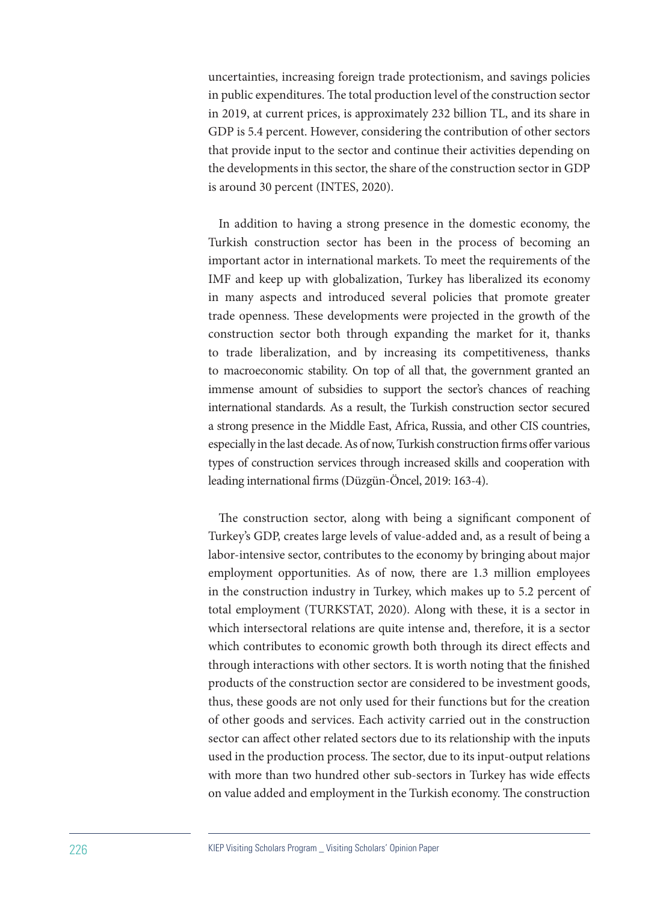uncertainties, increasing foreign trade protectionism, and savings policies in public expenditures. The total production level of the construction sector in 2019, at current prices, is approximately 232 billion TL, and its share in GDP is 5.4 percent. However, considering the contribution of other sectors that provide input to the sector and continue their activities depending on the developments in this sector, the share of the construction sector in GDP is around 30 percent (INTES, 2020).

In addition to having a strong presence in the domestic economy, the Turkish construction sector has been in the process of becoming an important actor in international markets. To meet the requirements of the IMF and keep up with globalization, Turkey has liberalized its economy in many aspects and introduced several policies that promote greater trade openness. These developments were projected in the growth of the construction sector both through expanding the market for it, thanks to trade liberalization, and by increasing its competitiveness, thanks to macroeconomic stability. On top of all that, the government granted an immense amount of subsidies to support the sector's chances of reaching international standards. As a result, the Turkish construction sector secured a strong presence in the Middle East, Africa, Russia, and other CIS countries, especially in the last decade. As of now, Turkish construction firms offer various types of construction services through increased skills and cooperation with leading international firms (Düzgün-Öncel, 2019: 163-4).

The construction sector, along with being a significant component of Turkey's GDP, creates large levels of value-added and, as a result of being a labor-intensive sector, contributes to the economy by bringing about major employment opportunities. As of now, there are 1.3 million employees in the construction industry in Turkey, which makes up to 5.2 percent of total employment (TURKSTAT, 2020). Along with these, it is a sector in which intersectoral relations are quite intense and, therefore, it is a sector which contributes to economic growth both through its direct effects and through interactions with other sectors. It is worth noting that the finished products of the construction sector are considered to be investment goods, thus, these goods are not only used for their functions but for the creation of other goods and services. Each activity carried out in the construction sector can affect other related sectors due to its relationship with the inputs used in the production process. The sector, due to its input-output relations with more than two hundred other sub-sectors in Turkey has wide effects on value added and employment in the Turkish economy. The construction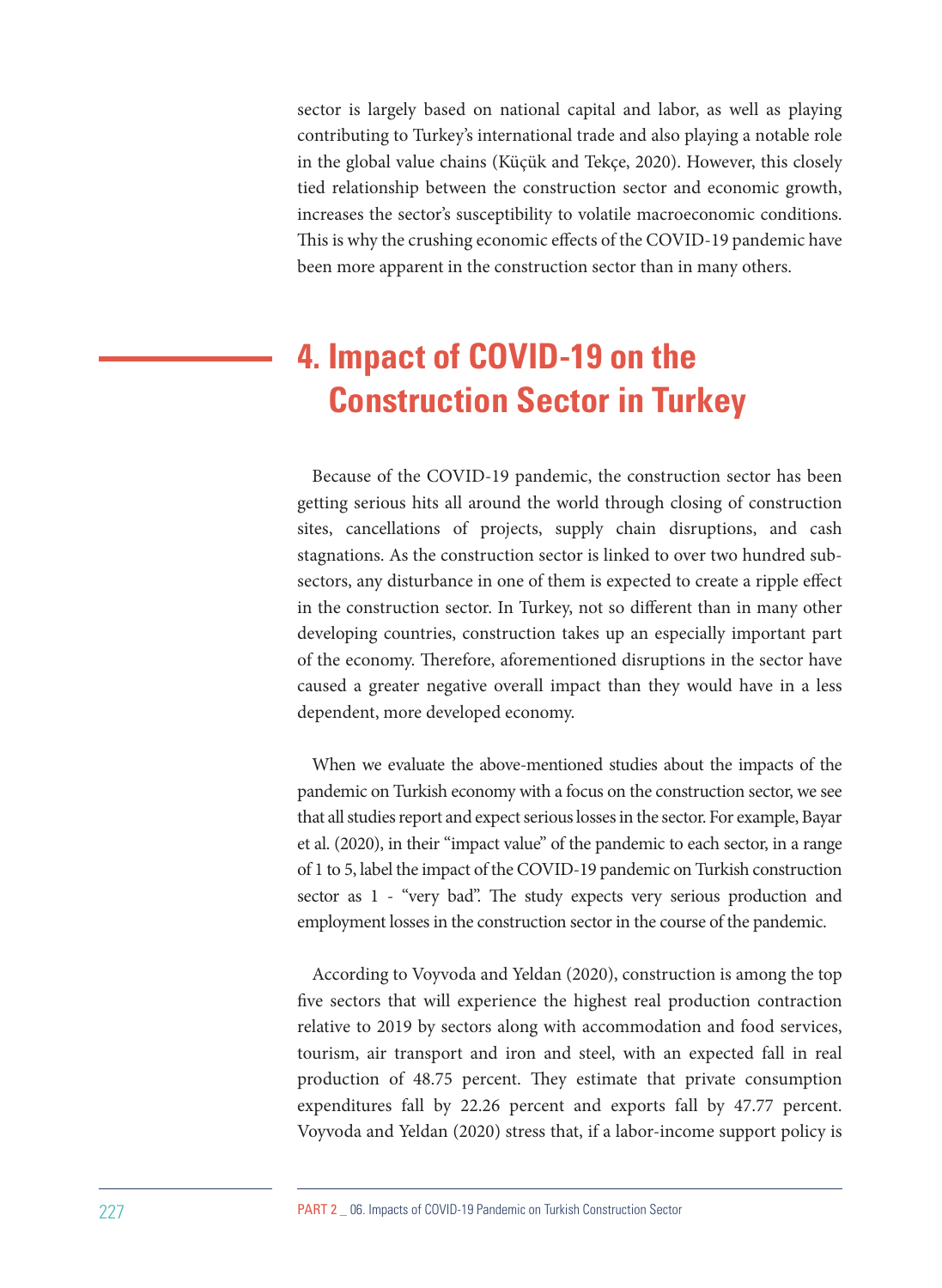sector is largely based on national capital and labor, as well as playing contributing to Turkey's international trade and also playing a notable role in the global value chains (Küçük and Tekçe, 2020). However, this closely tied relationship between the construction sector and economic growth, increases the sector's susceptibility to volatile macroeconomic conditions. This is why the crushing economic effects of the COVID-19 pandemic have been more apparent in the construction sector than in many others.

## 4. Impact of COVID-19 on the Construction Sector in Turkey

Because of the COVID-19 pandemic, the construction sector has been getting serious hits all around the world through closing of construction sites, cancellations of projects, supply chain disruptions, and cash stagnations. As the construction sector is linked to over two hundred sub-sectors, any disturbance in one of them is expected to create a ripple effect in the construction sector. In Turkey, not so different than in many other developing countries, construction takes up an especially important part of the economy. Therefore, aforementioned disruptions in the sector have caused a greater negative overall impact than they would have in a less dependent, more developed economy.

When we evaluate the above-mentioned studies about the impacts of the pandemic on Turkish economy with a focus on the construction sector, we see that all studies report and expect serious losses in the sector. For example, Bayar et al. (2020), in their "impact value" of the pandemic to each sector, in a range of 1 to 5, label the impact of the COVID-19 pandemic on Turkish construction sector as 1 - "very bad". The study expects very serious production and employment losses in the construction sector in the course of the pandemic.

According to Voyvoda and Yeldan (2020), construction is among the top five sectors that will experience the highest real production contraction relative to 2019 by sectors along with accommodation and food services, tourism, air transport and iron and steel, with an expected fall in real production of 48.75 percent. They estimate that private consumption expenditures fall by 22.26 percent and exports fall by 47.77 percent. Voyvoda and Yeldan (2020) stress that, if a labor-income support policy is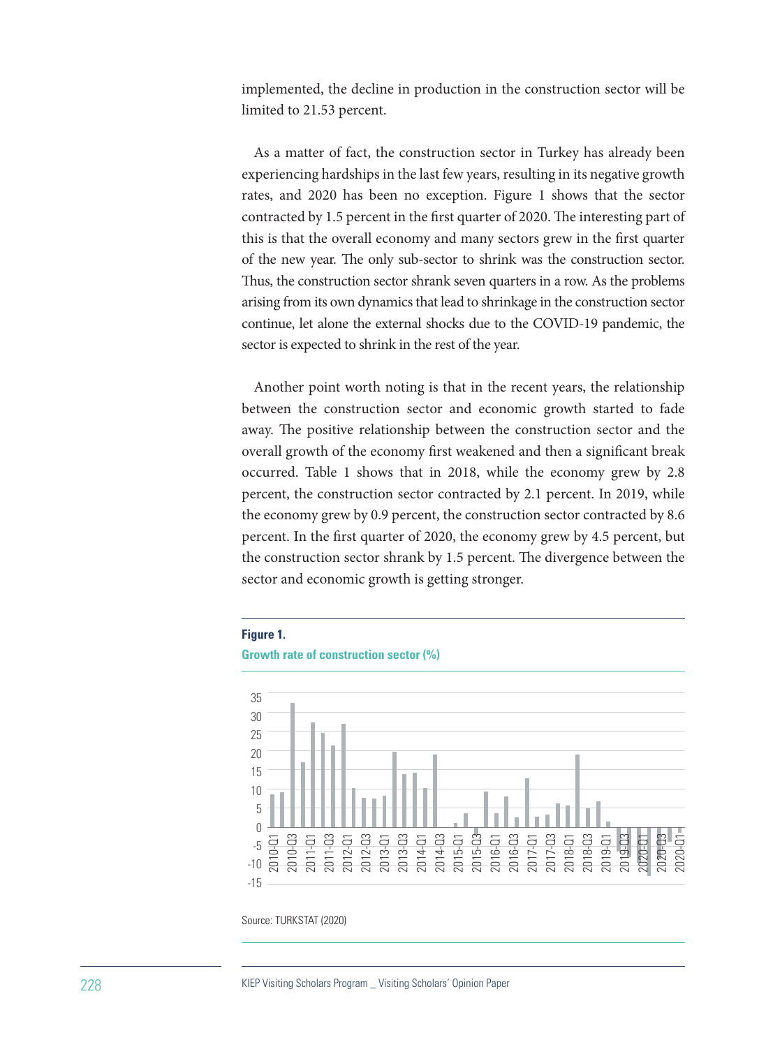implemented, the decline in production in the construction sector will be limited to 21.53 percent.

As a matter of fact, the construction sector in Turkey has already been experiencing hardships in the last few years, resulting in its negative growth rates, and 2020 has been no exception. Figure 1 shows that the sector contracted by 1.5 percent in the first quarter of 2020. The interesting part of this is that the overall economy and many sectors grew in the first quarter of the new year. The only sub-sector to shrink was the construction sector. Thus, the construction sector shrank seven quarters in a row. As the problems arising from its own dynamics that lead to shrinkage in the construction sector continue, let alone the external shocks due to the COVID-19 pandemic, the sector is expected to shrink in the rest of the year.

Another point worth noting is that in the recent years, the relationship between the construction sector and economic growth started to fade away. The positive relationship between the construction sector and the overall growth of the economy first weakened and then a significant break occurred. Table 1 shows that in 2018, while the economy grew by 2.8 percent, the construction sector contracted by 2.1 percent. In 2019, while the economy grew by 0.9 percent, the construction sector contracted by 8.6 percent. In the first quarter of 2020, the economy grew by 4.5 percent, but the construction sector shrank by 1.5 percent. The divergence between the sector and economic growth is getting stronger.

**Figure 1.**

**Growth rate of construction sector (%)**

Source: TURKSTAT (2020)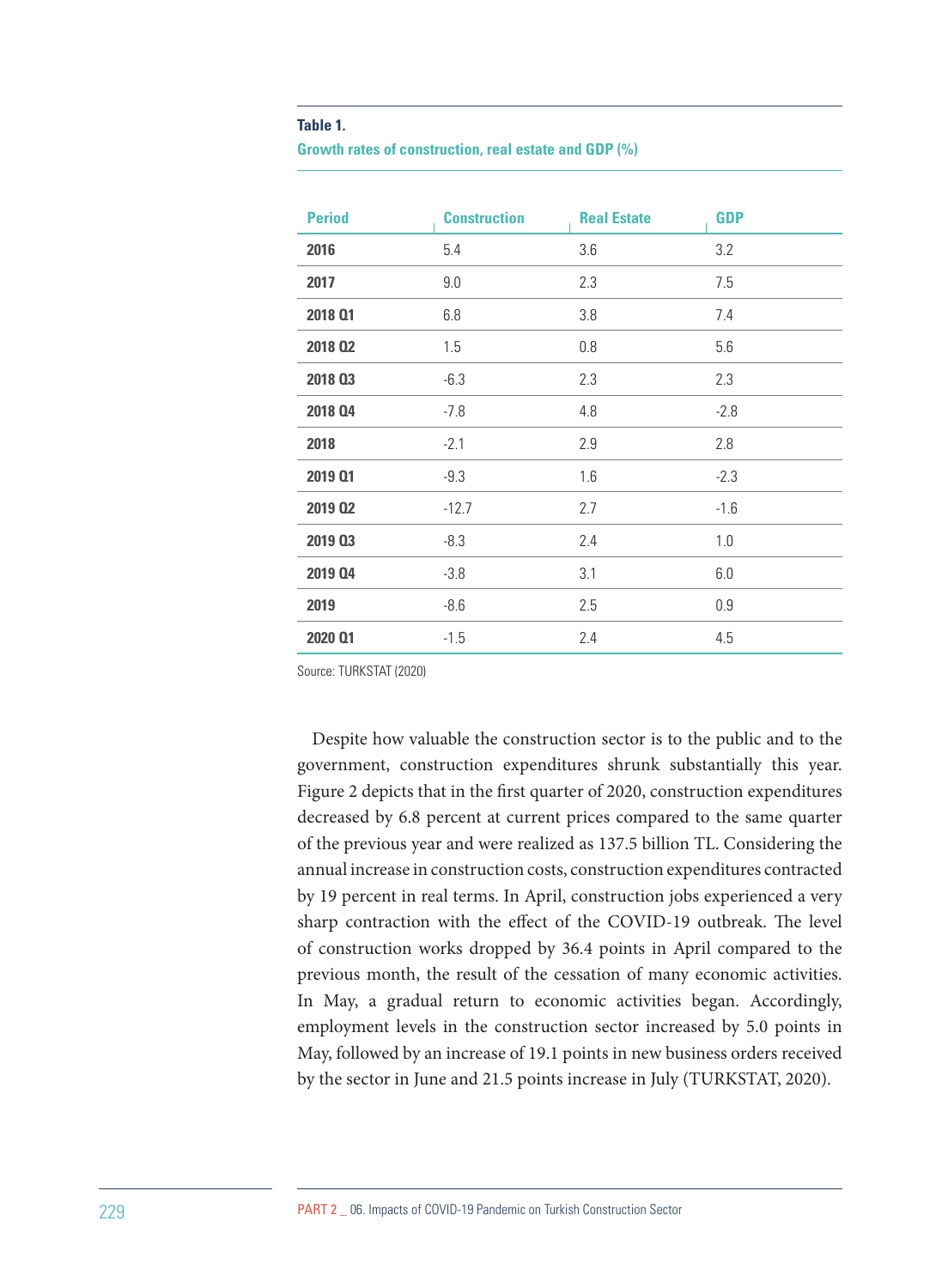**Table 1.**
**Growth rates of construction, real estate and GDP (%)**

| Period | Construction | Real Estate | GDP |
|---|---|---|---|
| **2016** | 5.4 | 3.6 | 3.2 |
| **2017** | 9.0 | 2.3 | 7.5 |
| **2018 Q1** | 6.8 | 3.8 | 7.4 |
| **2018 Q2** | 1.5 | 0.8 | 5.6 |
| **2018 Q3** | -6.3 | 2.3 | 2.3 |
| **2018 Q4** | -7.8 | 4.8 | -2.8 |
| **2018** | -2.1 | 2.9 | 2.8 |
| **2019 Q1** | -9.3 | 1.6 | -2.3 |
| **2019 Q2** | -12.7 | 2.7 | -1.6 |
| **2019 Q3** | -8.3 | 2.4 | 1.0 |
| **2019 Q4** | -3.8 | 3.1 | 6.0 |
| **2019** | -8.6 | 2.5 | 0.9 |
| **2020 Q1** | -1.5 | 2.4 | 4.5 |

Source: TURKSTAT (2020)

Despite how valuable the construction sector is to the public and to the government, construction expenditures shrunk substantially this year. Figure 2 depicts that in the first quarter of 2020, construction expenditures decreased by 6.8 percent at current prices compared to the same quarter of the previous year and were realized as 137.5 billion TL. Considering the annual increase in construction costs, construction expenditures contracted by 19 percent in real terms. In April, construction jobs experienced a very sharp contraction with the effect of the COVID-19 outbreak. The level of construction works dropped by 36.4 points in April compared to the previous month, the result of the cessation of many economic activities. In May, a gradual return to economic activities began. Accordingly, employment levels in the construction sector increased by 5.0 points in May, followed by an increase of 19.1 points in new business orders received by the sector in June and 21.5 points increase in July (TURKSTAT, 2020).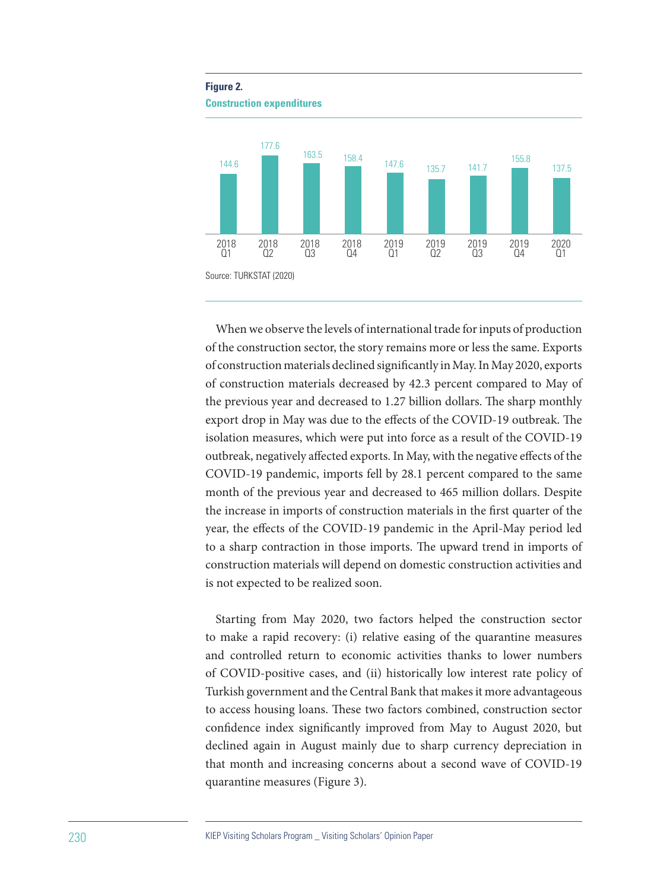**Figure 2.**
**Construction expenditures**

| 2018 Q1 | 2018 Q2 | 2018 Q3 | 2018 Q4 | 2019 Q1 | 2019 Q2 | 2019 Q3 | 2019 Q4 | 2020 Q1 |
|---|---|---|---|---|---|---|---|---|
| 144.6 | 177.6 | 163.5 | 158.4 | 147.6 | 135.7 | 141.7 | 155.8 | 137.5 |

Source: TURKSTAT (2020)

When we observe the levels of international trade for inputs of production of the construction sector, the story remains more or less the same. Exports of construction materials declined significantly in May. In May 2020, exports of construction materials decreased by 42.3 percent compared to May of the previous year and decreased to 1.27 billion dollars. The sharp monthly export drop in May was due to the effects of the COVID-19 outbreak. The isolation measures, which were put into force as a result of the COVID-19 outbreak, negatively affected exports. In May, with the negative effects of the COVID-19 pandemic, imports fell by 28.1 percent compared to the same month of the previous year and decreased to 465 million dollars. Despite the increase in imports of construction materials in the first quarter of the year, the effects of the COVID-19 pandemic in the April-May period led to a sharp contraction in those imports. The upward trend in imports of construction materials will depend on domestic construction activities and is not expected to be realized soon.

Starting from May 2020, two factors helped the construction sector to make a rapid recovery: (i) relative easing of the quarantine measures and controlled return to economic activities thanks to lower numbers of COVID-positive cases, and (ii) historically low interest rate policy of Turkish government and the Central Bank that makes it more advantageous to access housing loans. These two factors combined, construction sector confidence index significantly improved from May to August 2020, but declined again in August mainly due to sharp currency depreciation in that month and increasing concerns about a second wave of COVID-19 quarantine measures (Figure 3).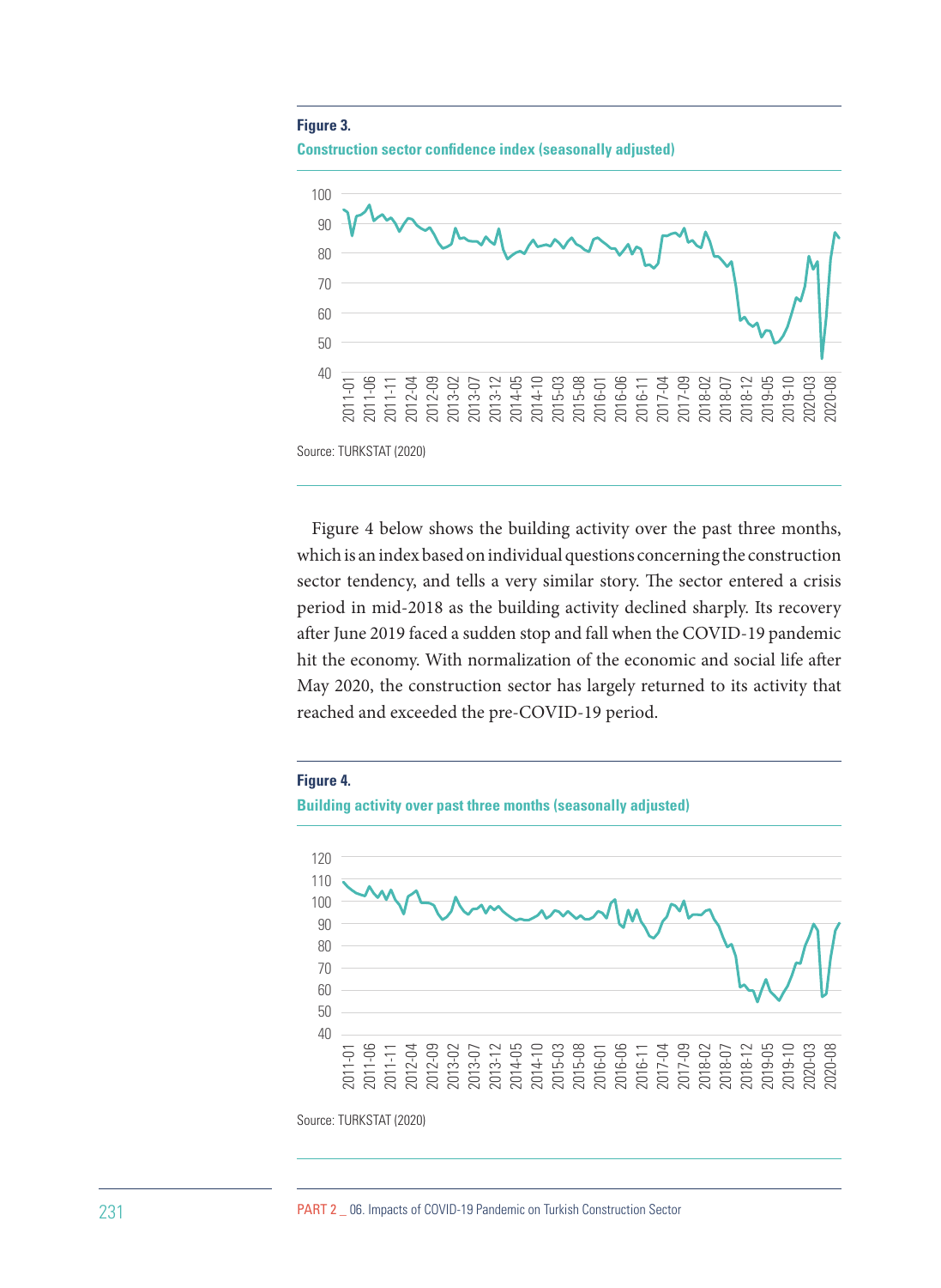**Figure 3.**

**Construction sector confidence index (seasonally adjusted)**

Source: TURKSTAT (2020)

Figure 4 below shows the building activity over the past three months, which is an index based on individual questions concerning the construction sector tendency, and tells a very similar story. The sector entered a crisis period in mid-2018 as the building activity declined sharply. Its recovery after June 2019 faced a sudden stop and fall when the COVID-19 pandemic hit the economy. With normalization of the economic and social life after May 2020, the construction sector has largely returned to its activity that reached and exceeded the pre-COVID-19 period.

**Figure 4.**

**Building activity over past three months (seasonally adjusted)**

Source: TURKSTAT (2020)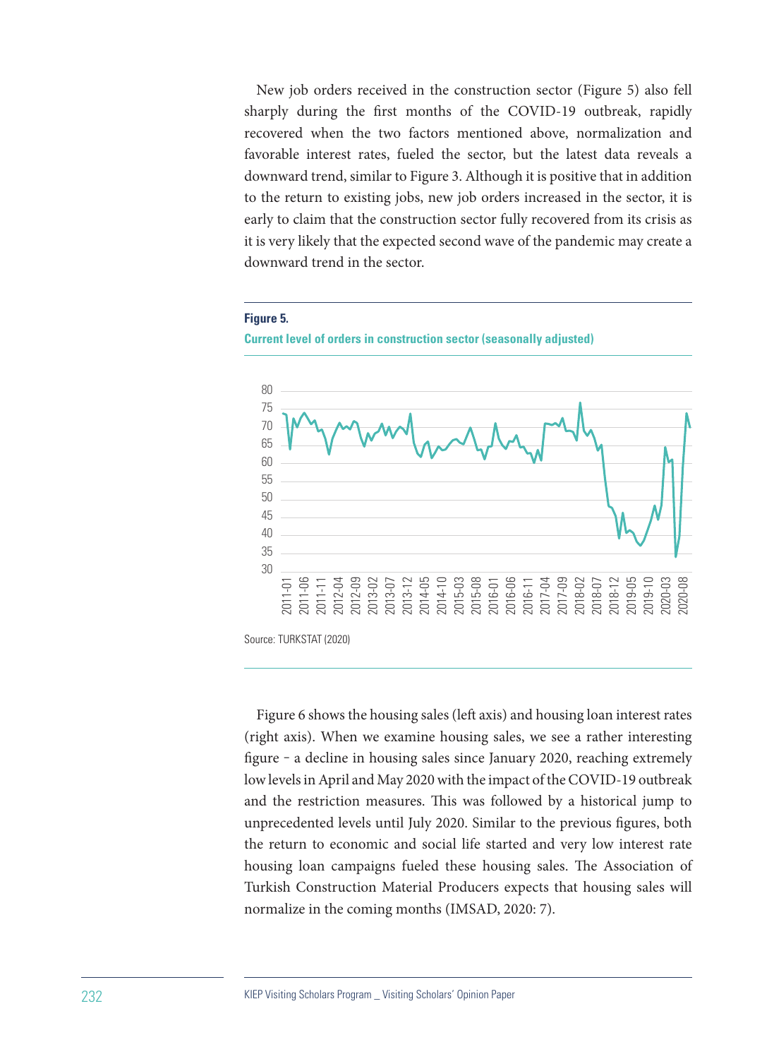New job orders received in the construction sector (Figure 5) also fell sharply during the first months of the COVID-19 outbreak, rapidly recovered when the two factors mentioned above, normalization and favorable interest rates, fueled the sector, but the latest data reveals a downward trend, similar to Figure 3. Although it is positive that in addition to the return to existing jobs, new job orders increased in the sector, it is early to claim that the construction sector fully recovered from its crisis as it is very likely that the expected second wave of the pandemic may create a downward trend in the sector.

**Figure 5.**

**Current level of orders in construction sector (seasonally adjusted)**

Source: TURKSTAT (2020)

Figure 6 shows the housing sales (left axis) and housing loan interest rates (right axis). When we examine housing sales, we see a rather interesting figure – a decline in housing sales since January 2020, reaching extremely low levels in April and May 2020 with the impact of the COVID-19 outbreak and the restriction measures. This was followed by a historical jump to unprecedented levels until July 2020. Similar to the previous figures, both the return to economic and social life started and very low interest rate housing loan campaigns fueled these housing sales. The Association of Turkish Construction Material Producers expects that housing sales will normalize in the coming months (IMSAD, 2020: 7).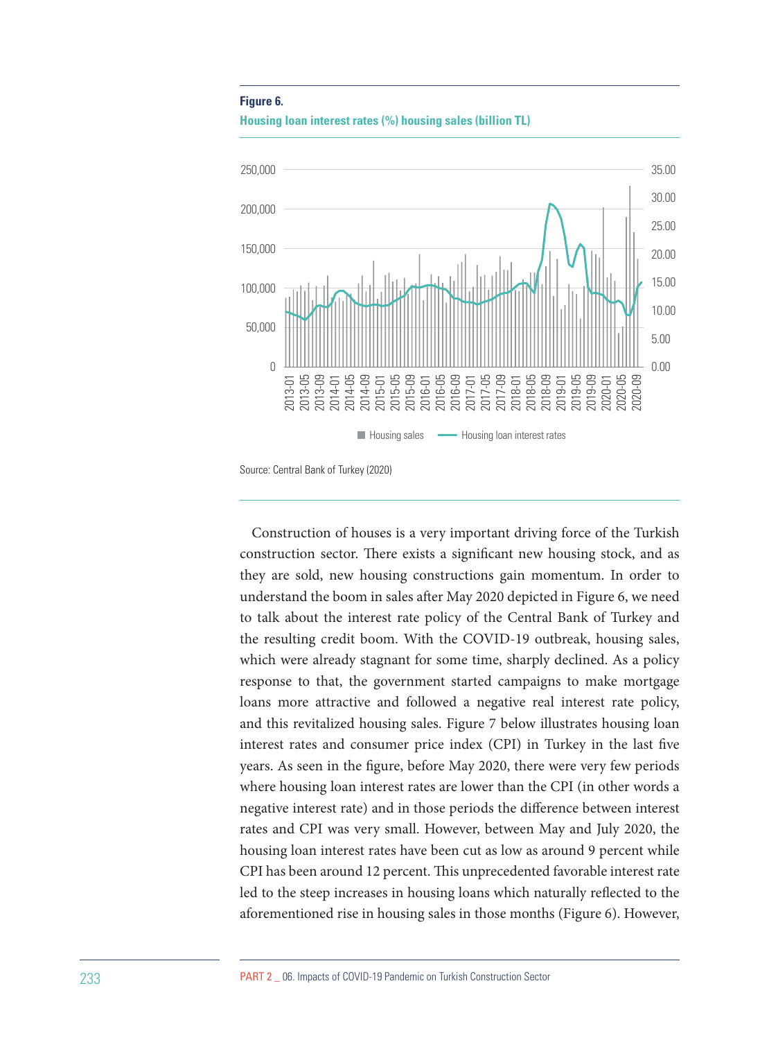**Figure 6.**

**Housing loan interest rates (%) housing sales (billion TL)**

Source: Central Bank of Turkey (2020)

Construction of houses is a very important driving force of the Turkish construction sector. There exists a significant new housing stock, and as they are sold, new housing constructions gain momentum. In order to understand the boom in sales after May 2020 depicted in Figure 6, we need to talk about the interest rate policy of the Central Bank of Turkey and the resulting credit boom. With the COVID-19 outbreak, housing sales, which were already stagnant for some time, sharply declined. As a policy response to that, the government started campaigns to make mortgage loans more attractive and followed a negative real interest rate policy, and this revitalized housing sales. Figure 7 below illustrates housing loan interest rates and consumer price index (CPI) in Turkey in the last five years. As seen in the figure, before May 2020, there were very few periods where housing loan interest rates are lower than the CPI (in other words a negative interest rate) and in those periods the difference between interest rates and CPI was very small. However, between May and July 2020, the housing loan interest rates have been cut as low as around 9 percent while CPI has been around 12 percent. This unprecedented favorable interest rate led to the steep increases in housing loans which naturally reflected to the aforementioned rise in housing sales in those months (Figure 6). However,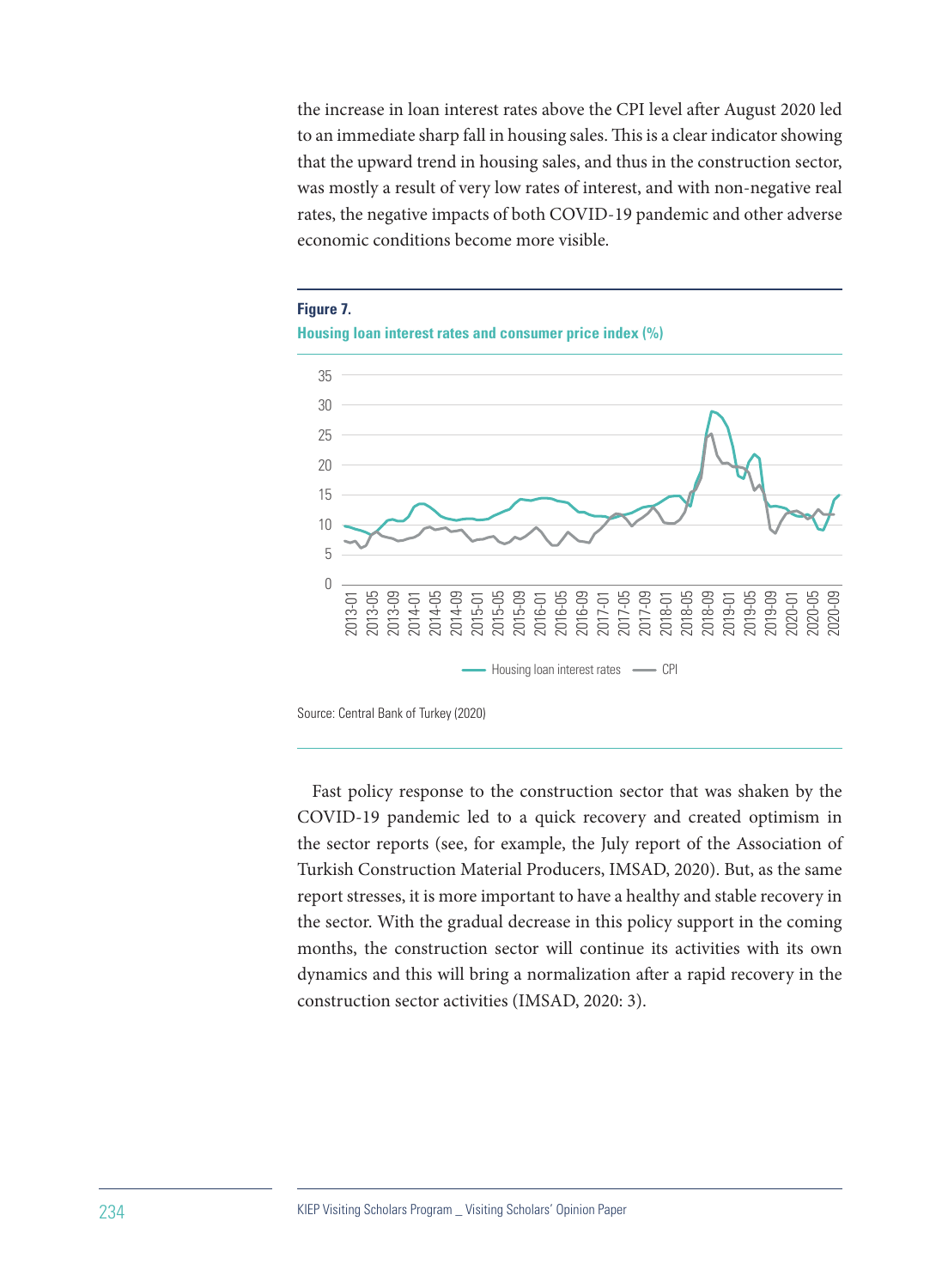the increase in loan interest rates above the CPI level after August 2020 led to an immediate sharp fall in housing sales. This is a clear indicator showing that the upward trend in housing sales, and thus in the construction sector, was mostly a result of very low rates of interest, and with non-negative real rates, the negative impacts of both COVID-19 pandemic and other adverse economic conditions become more visible.

**Figure 7.**

**Housing loan interest rates and consumer price index (%)**

Source: Central Bank of Turkey (2020)

Fast policy response to the construction sector that was shaken by the COVID-19 pandemic led to a quick recovery and created optimism in the sector reports (see, for example, the July report of the Association of Turkish Construction Material Producers, IMSAD, 2020). But, as the same report stresses, it is more important to have a healthy and stable recovery in the sector. With the gradual decrease in this policy support in the coming months, the construction sector will continue its activities with its own dynamics and this will bring a normalization after a rapid recovery in the construction sector activities (IMSAD, 2020: 3).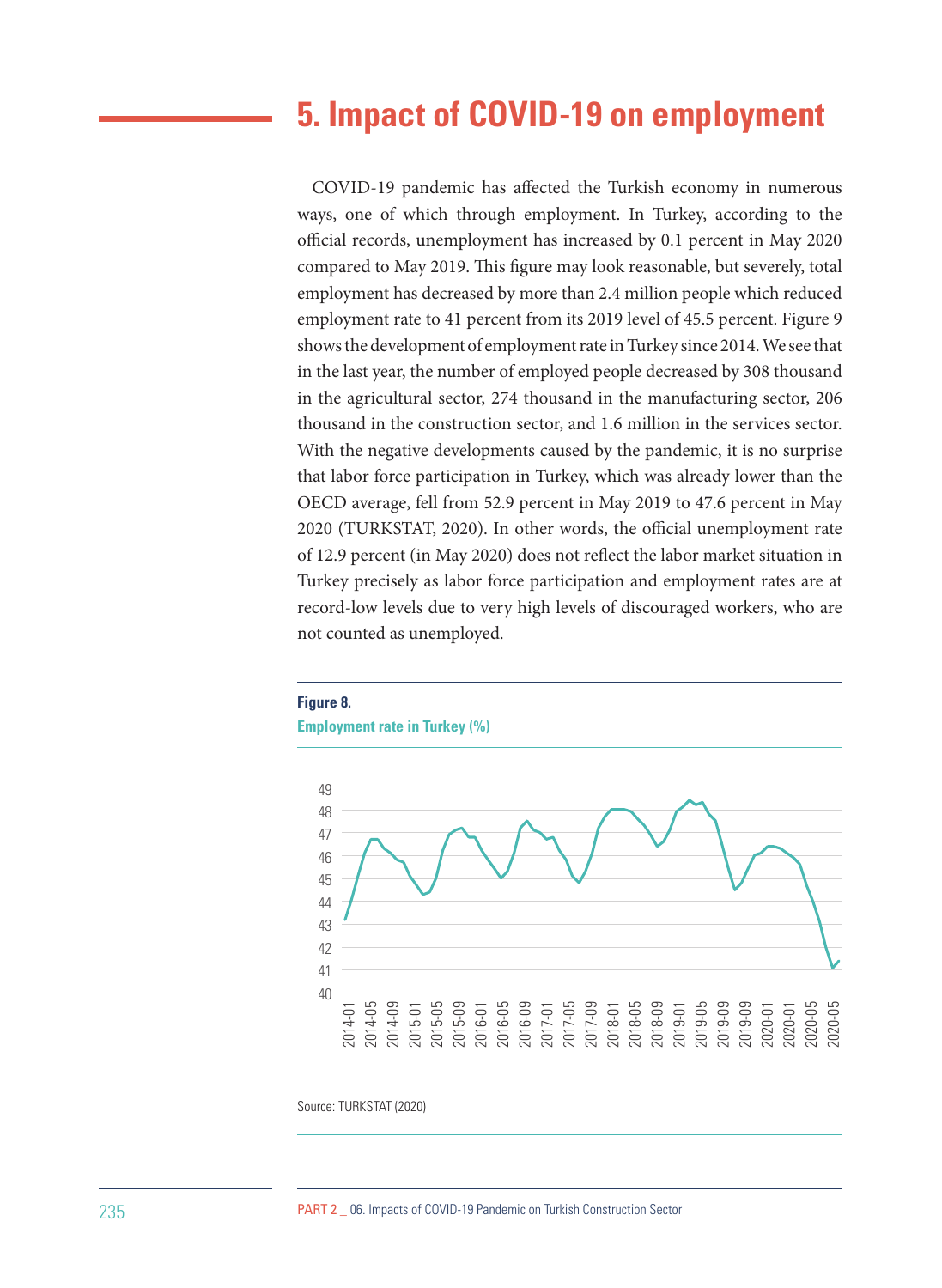# 5. Impact of COVID-19 on employment

COVID-19 pandemic has affected the Turkish economy in numerous ways, one of which through employment. In Turkey, according to the official records, unemployment has increased by 0.1 percent in May 2020 compared to May 2019. This figure may look reasonable, but severely, total employment has decreased by more than 2.4 million people which reduced employment rate to 41 percent from its 2019 level of 45.5 percent. Figure 9 shows the development of employment rate in Turkey since 2014. We see that in the last year, the number of employed people decreased by 308 thousand in the agricultural sector, 274 thousand in the manufacturing sector, 206 thousand in the construction sector, and 1.6 million in the services sector. With the negative developments caused by the pandemic, it is no surprise that labor force participation in Turkey, which was already lower than the OECD average, fell from 52.9 percent in May 2019 to 47.6 percent in May 2020 (TURKSTAT, 2020). In other words, the official unemployment rate of 12.9 percent (in May 2020) does not reflect the labor market situation in Turkey precisely as labor force participation and employment rates are at record-low levels due to very high levels of discouraged workers, who are not counted as unemployed.

**Figure 8.**
**Employment rate in Turkey (%)**

Source: TURKSTAT (2020)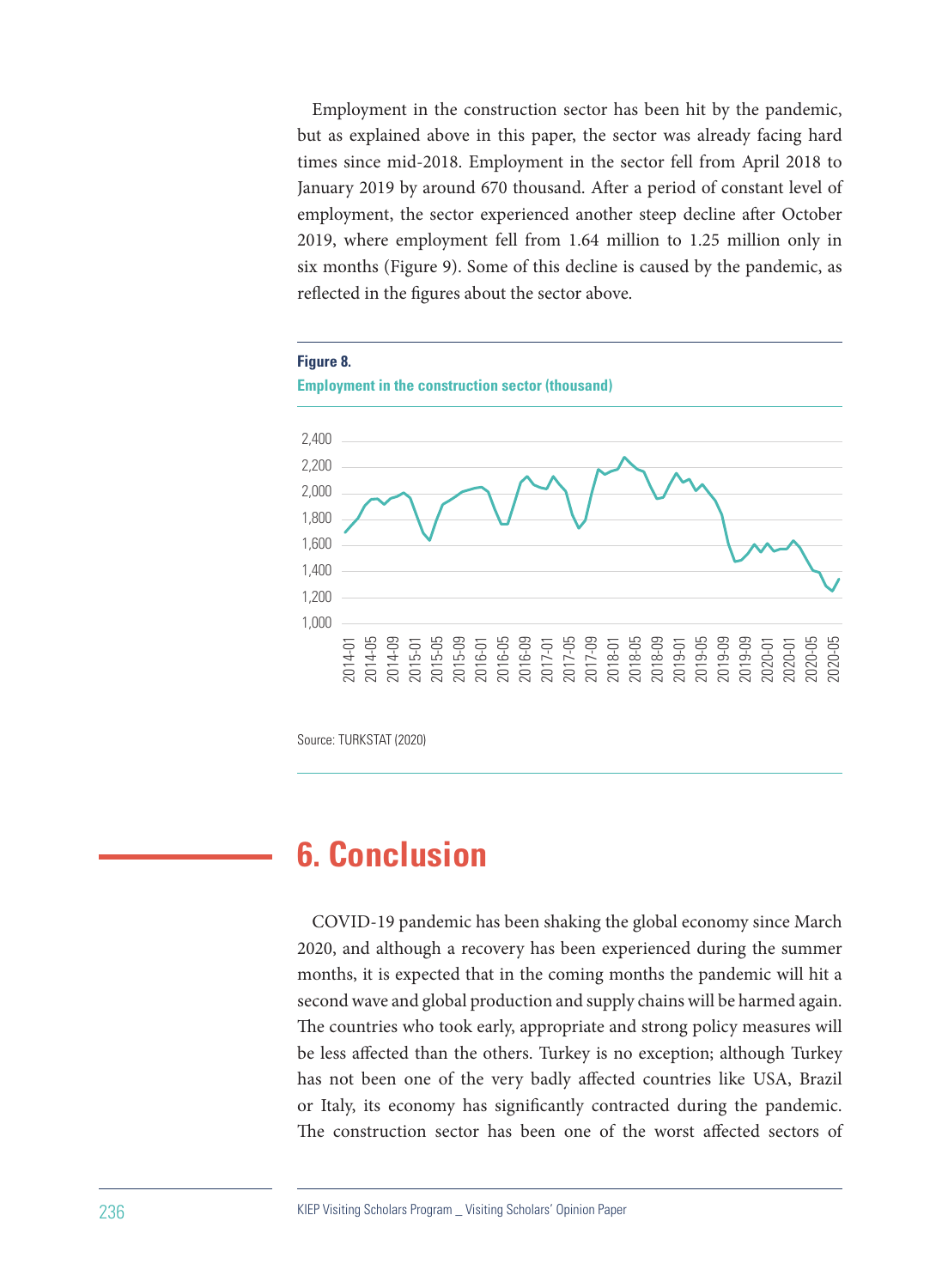Employment in the construction sector has been hit by the pandemic, but as explained above in this paper, the sector was already facing hard times since mid-2018. Employment in the sector fell from April 2018 to January 2019 by around 670 thousand. After a period of constant level of employment, the sector experienced another steep decline after October 2019, where employment fell from 1.64 million to 1.25 million only in six months (Figure 9). Some of this decline is caused by the pandemic, as reflected in the figures about the sector above.

**Figure 8.**

**Employment in the construction sector (thousand)**

Source: TURKSTAT (2020)

# 6. Conclusion

COVID-19 pandemic has been shaking the global economy since March 2020, and although a recovery has been experienced during the summer months, it is expected that in the coming months the pandemic will hit a second wave and global production and supply chains will be harmed again. The countries who took early, appropriate and strong policy measures will be less affected than the others. Turkey is no exception; although Turkey has not been one of the very badly affected countries like USA, Brazil or Italy, its economy has significantly contracted during the pandemic. The construction sector has been one of the worst affected sectors of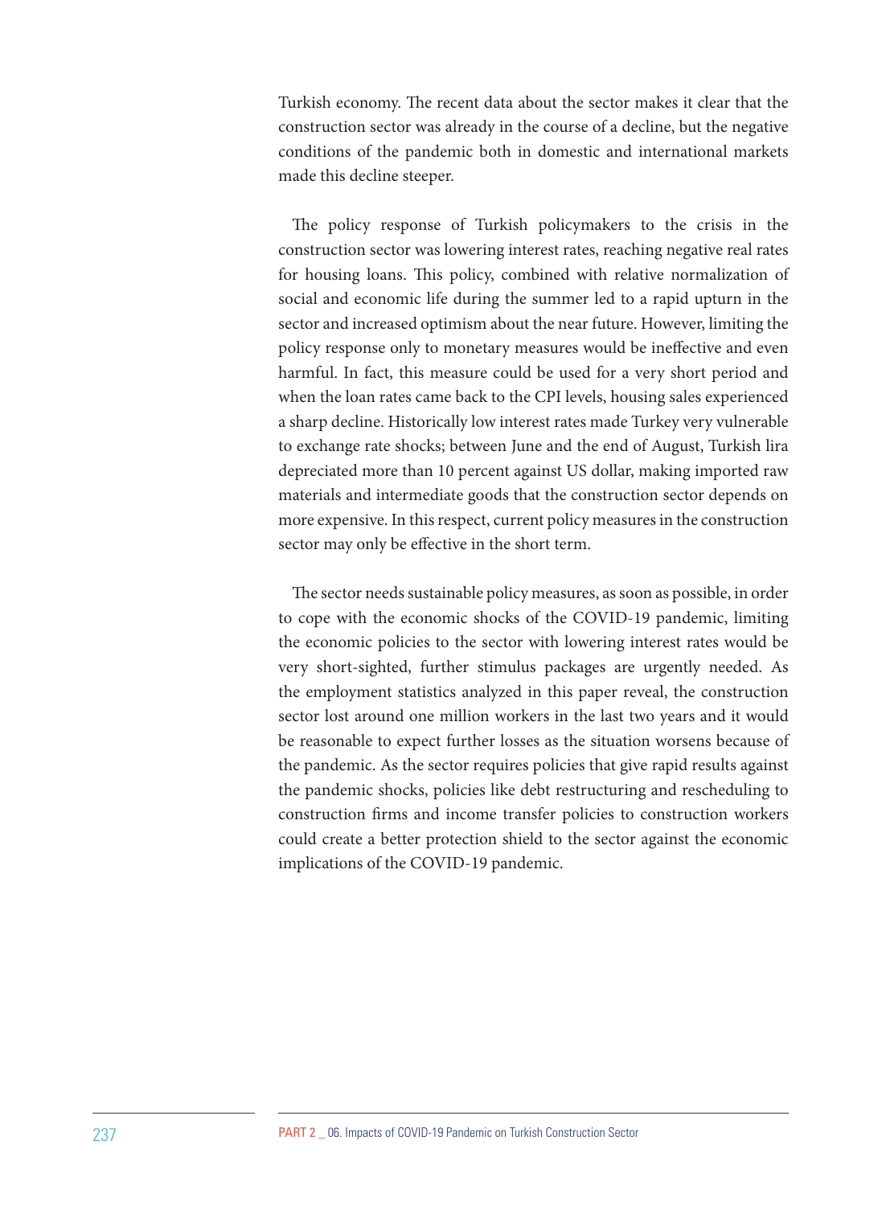Turkish economy. The recent data about the sector makes it clear that the construction sector was already in the course of a decline, but the negative conditions of the pandemic both in domestic and international markets made this decline steeper.

The policy response of Turkish policymakers to the crisis in the construction sector was lowering interest rates, reaching negative real rates for housing loans. This policy, combined with relative normalization of social and economic life during the summer led to a rapid upturn in the sector and increased optimism about the near future. However, limiting the policy response only to monetary measures would be ineffective and even harmful. In fact, this measure could be used for a very short period and when the loan rates came back to the CPI levels, housing sales experienced a sharp decline. Historically low interest rates made Turkey very vulnerable to exchange rate shocks; between June and the end of August, Turkish lira depreciated more than 10 percent against US dollar, making imported raw materials and intermediate goods that the construction sector depends on more expensive. In this respect, current policy measures in the construction sector may only be effective in the short term.

The sector needs sustainable policy measures, as soon as possible, in order to cope with the economic shocks of the COVID-19 pandemic, limiting the economic policies to the sector with lowering interest rates would be very short-sighted, further stimulus packages are urgently needed. As the employment statistics analyzed in this paper reveal, the construction sector lost around one million workers in the last two years and it would be reasonable to expect further losses as the situation worsens because of the pandemic. As the sector requires policies that give rapid results against the pandemic shocks, policies like debt restructuring and rescheduling to construction firms and income transfer policies to construction workers could create a better protection shield to the sector against the economic implications of the COVID-19 pandemic.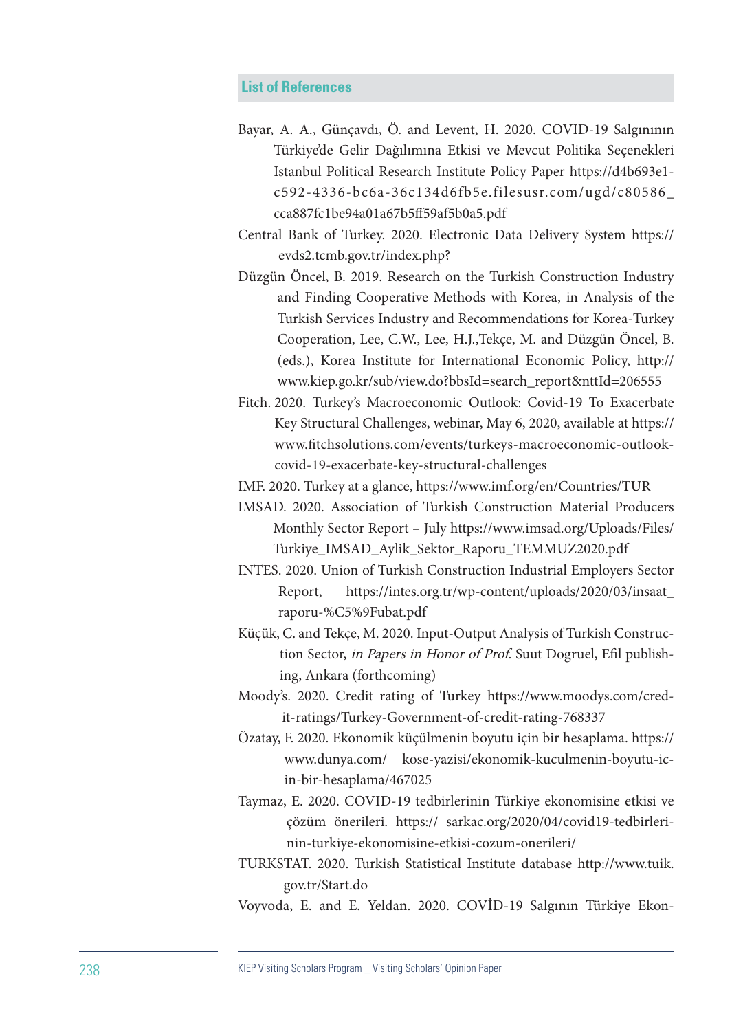## List of References

Bayar, A. A., Günçavdı, Ö. and Levent, H. 2020. COVID-19 Salgınının Türkiye'de Gelir Dağılımına Etkisi ve Mevcut Politika Seçenekleri Istanbul Political Research Institute Policy Paper https://d4b693e1-c592-4336-bc6a-36c134d6fb5e.filesusr.com/ugd/c80586_cca887fc1be94a01a67b5ff59af5b0a5.pdf

Central Bank of Turkey. 2020. Electronic Data Delivery System https://evds2.tcmb.gov.tr/index.php?

Düzgün Öncel, B. 2019. Research on the Turkish Construction Industry and Finding Cooperative Methods with Korea, in Analysis of the Turkish Services Industry and Recommendations for Korea-Turkey Cooperation, Lee, C.W., Lee, H.J.,Tekçe, M. and Düzgün Öncel, B. (eds.), Korea Institute for International Economic Policy, http://www.kiep.go.kr/sub/view.do?bbsId=search_report&nttId=206555

Fitch. 2020. Turkey's Macroeconomic Outlook: Covid-19 To Exacerbate Key Structural Challenges, webinar, May 6, 2020, available at https://www.fitchsolutions.com/events/turkeys-macroeconomic-outlook-covid-19-exacerbate-key-structural-challenges

IMF. 2020. Turkey at a glance, https://www.imf.org/en/Countries/TUR

IMSAD. 2020. Association of Turkish Construction Material Producers Monthly Sector Report – July https://www.imsad.org/Uploads/Files/Turkiye_IMSAD_Aylik_Sektor_Raporu_TEMMUZ2020.pdf

INTES. 2020. Union of Turkish Construction Industrial Employers Sector Report, https://intes.org.tr/wp-content/uploads/2020/03/insaat_raporu-%C5%9Fubat.pdf

Küçük, C. and Tekçe, M. 2020. Input-Output Analysis of Turkish Construction Sector, *in Papers in Honor of Prof.* Suut Dogruel, Efil publishing, Ankara (forthcoming)

Moody's. 2020. Credit rating of Turkey https://www.moodys.com/credit-ratings/Turkey-Government-of-credit-rating-768337

Özatay, F. 2020. Ekonomik küçülmenin boyutu için bir hesaplama. https://www.dunya.com/ kose-yazisi/ekonomik-kuculmenin-boyutu-icin-bir-hesaplama/467025

Taymaz, E. 2020. COVID-19 tedbirlerinin Türkiye ekonomisine etkisi ve çözüm önerileri. https:// sarkac.org/2020/04/covid19-tedbirlerinin-turkiye-ekonomisine-etkisi-cozum-onerileri/

TURKSTAT. 2020. Turkish Statistical Institute database http://www.tuik.gov.tr/Start.do

Voyvoda, E. and E. Yeldan. 2020. COVİD-19 Salgının Türkiye Ekon-